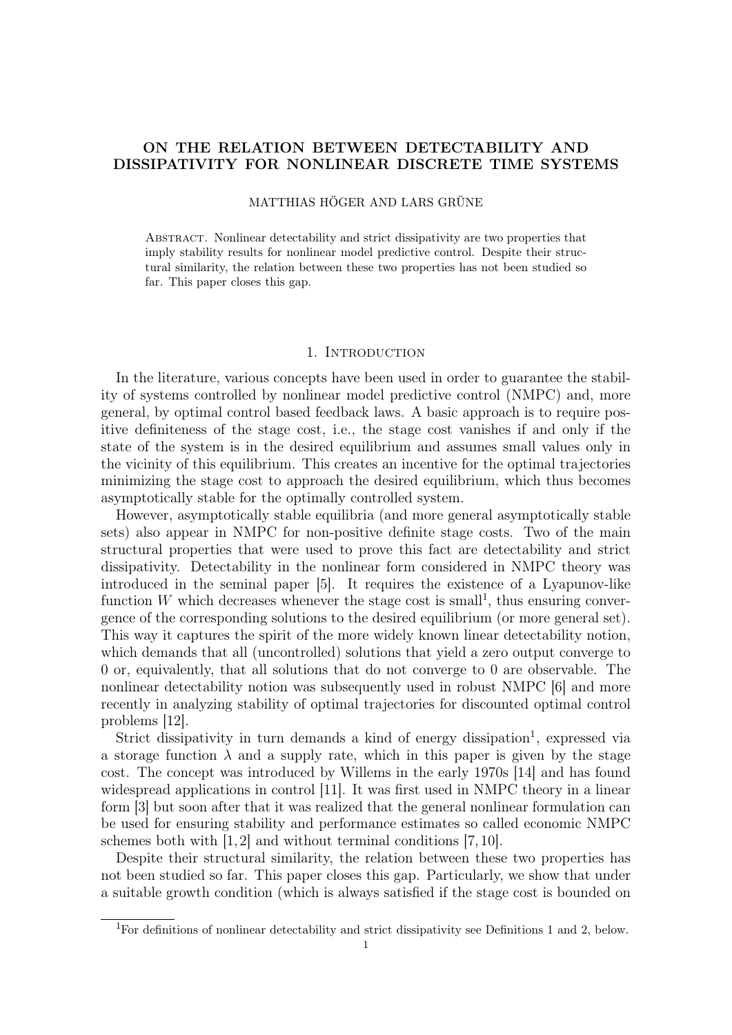# ON THE RELATION BETWEEN DETECTABILITY AND DISSIPATIVITY FOR NONLINEAR DISCRETE TIME SYSTEMS

MATTHIAS HÖGER AND LARS GRÜNE

Abstract. Nonlinear detectability and strict dissipativity are two properties that imply stability results for nonlinear model predictive control. Despite their structural similarity, the relation between these two properties has not been studied so far. This paper closes this gap.

## 1. Introduction

In the literature, various concepts have been used in order to guarantee the stability of systems controlled by nonlinear model predictive control (NMPC) and, more general, by optimal control based feedback laws. A basic approach is to require positive definiteness of the stage cost, i.e., the stage cost vanishes if and only if the state of the system is in the desired equilibrium and assumes small values only in the vicinity of this equilibrium. This creates an incentive for the optimal trajectories minimizing the stage cost to approach the desired equilibrium, which thus becomes asymptotically stable for the optimally controlled system.

However, asymptotically stable equilibria (and more general asymptotically stable sets) also appear in NMPC for non-positive definite stage costs. Two of the main structural properties that were used to prove this fact are detectability and strict dissipativity. Detectability in the nonlinear form considered in NMPC theory was introduced in the seminal paper [5]. It requires the existence of a Lyapunov-like function $W$ which decreases whenever the stage cost is small[1], thus ensuring convergence of the corresponding solutions to the desired equilibrium (or more general set). This way it captures the spirit of the more widely known linear detectability notion, which demands that all (uncontrolled) solutions that yield a zero output converge to 0 or, equivalently, that all solutions that do not converge to 0 are observable. The nonlinear detectability notion was subsequently used in robust NMPC [6] and more recently in analyzing stability of optimal trajectories for discounted optimal control problems [12].

Strict dissipativity in turn demands a kind of energy dissipation[1], expressed via a storage function $\lambda$ and a supply rate, which in this paper is given by the stage cost. The concept was introduced by Willems in the early 1970s [14] and has found widespread applications in control [11]. It was first used in NMPC theory in a linear form [3] but soon after that it was realized that the general nonlinear formulation can be used for ensuring stability and performance estimates so called economic NMPC schemes both with [1, 2] and without terminal conditions [7, 10].

Despite their structural similarity, the relation between these two properties has not been studied so far. This paper closes this gap. Particularly, we show that under a suitable growth condition (which is always satisfied if the stage cost is bounded on

[1] For definitions of nonlinear detectability and strict dissipativity see Definitions 1 and 2, below.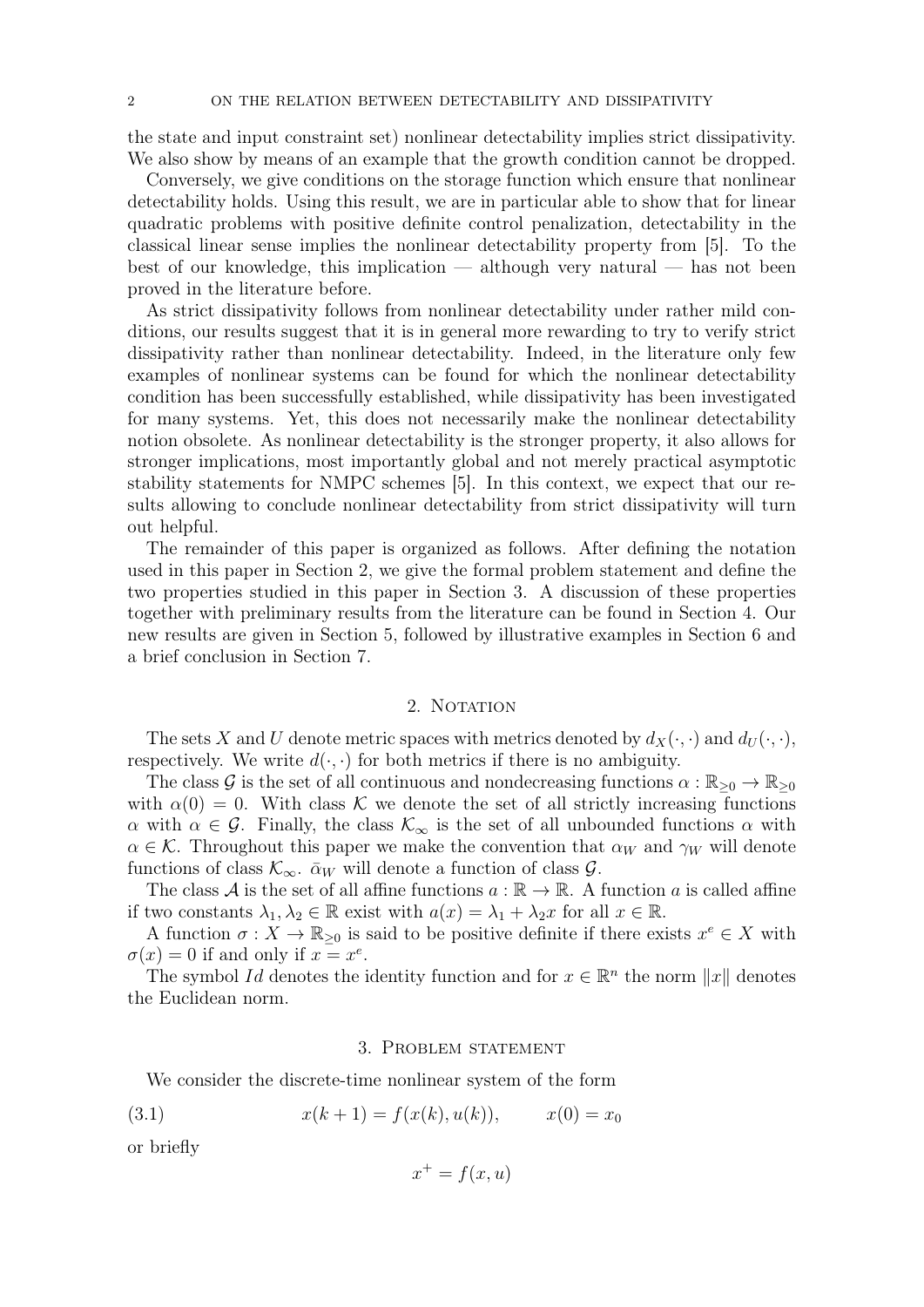the state and input constraint set) nonlinear detectability implies strict dissipativity. We also show by means of an example that the growth condition cannot be dropped.

Conversely, we give conditions on the storage function which ensure that nonlinear detectability holds. Using this result, we are in particular able to show that for linear quadratic problems with positive definite control penalization, detectability in the classical linear sense implies the nonlinear detectability property from [5]. To the best of our knowledge, this implication — although very natural — has not been proved in the literature before.

As strict dissipativity follows from nonlinear detectability under rather mild conditions, our results suggest that it is in general more rewarding to try to verify strict dissipativity rather than nonlinear detectability. Indeed, in the literature only few examples of nonlinear systems can be found for which the nonlinear detectability condition has been successfully established, while dissipativity has been investigated for many systems. Yet, this does not necessarily make the nonlinear detectability notion obsolete. As nonlinear detectability is the stronger property, it also allows for stronger implications, most importantly global and not merely practical asymptotic stability statements for NMPC schemes [5]. In this context, we expect that our results allowing to conclude nonlinear detectability from strict dissipativity will turn out helpful.

The remainder of this paper is organized as follows. After defining the notation used in this paper in Section 2, we give the formal problem statement and define the two properties studied in this paper in Section 3. A discussion of these properties together with preliminary results from the literature can be found in Section 4. Our new results are given in Section 5, followed by illustrative examples in Section 6 and a brief conclusion in Section 7.

## 2. Notation

The sets $X$ and $U$ denote metric spaces with metrics denoted by $d_X(\cdot,\cdot)$ and $d_U(\cdot,\cdot)$, respectively. We write $d(\cdot,\cdot)$ for both metrics if there is no ambiguity.

The class $\mathcal{G}$ is the set of all continuous and nondecreasing functions $\alpha : \mathbb{R}_{\geq 0} \to \mathbb{R}_{\geq 0}$ with $\alpha(0) = 0$. With class $\mathcal{K}$ we denote the set of all strictly increasing functions $\alpha$ with $\alpha \in \mathcal{G}$. Finally, the class $\mathcal{K}_\infty$ is the set of all unbounded functions $\alpha$ with $\alpha \in \mathcal{K}$. Throughout this paper we make the convention that $\alpha_W$ and $\gamma_W$ will denote functions of class $\mathcal{K}_\infty$. $\bar{\alpha}_W$ will denote a function of class $\mathcal{G}$.

The class $\mathcal{A}$ is the set of all affine functions $a : \mathbb{R} \to \mathbb{R}$. A function $a$ is called affine if two constants $\lambda_1, \lambda_2 \in \mathbb{R}$ exist with $a(x) = \lambda_1 + \lambda_2 x$ for all $x \in \mathbb{R}$.

A function $\sigma : X \to \mathbb{R}_{\geq 0}$ is said to be positive definite if there exists $x^e \in X$ with $\sigma(x) = 0$ if and only if $x = x^e$.

The symbol $Id$ denotes the identity function and for $x \in \mathbb{R}^n$ the norm $\|x\|$ denotes the Euclidean norm.

## 3. Problem statement

We consider the discrete-time nonlinear system of the form

$$x(k+1) = f(x(k), u(k)), \qquad x(0) = x_0 \tag{3.1}$$

or briefly

$$x^+ = f(x, u)$$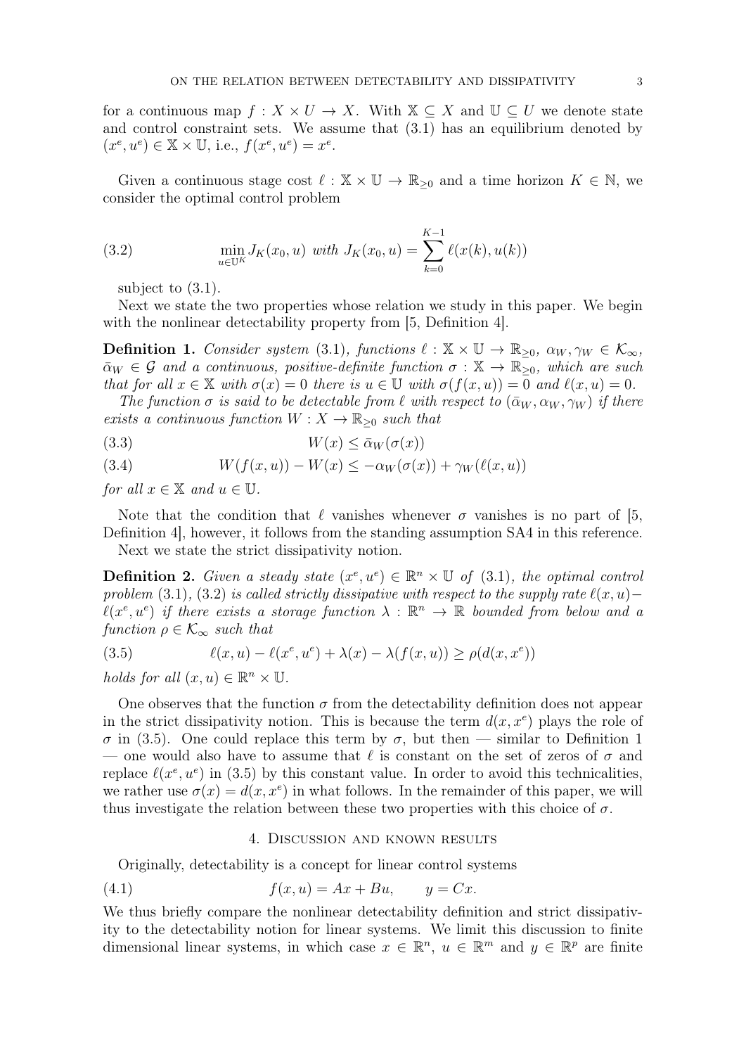for a continuous map $f : X \times U \to X$. With $\mathbb{X} \subseteq X$ and $\mathbb{U} \subseteq U$ we denote state and control constraint sets. We assume that (3.1) has an equilibrium denoted by $(x^e, u^e) \in \mathbb{X} \times \mathbb{U}$, i.e., $f(x^e, u^e) = x^e$.

Given a continuous stage cost $\ell : \mathbb{X} \times \mathbb{U} \to \mathbb{R}_{\geq 0}$ and a time horizon $K \in \mathbb{N}$, we consider the optimal control problem

$$\min_{u \in \mathbb{U}^K} J_K(x_0, u) \text{ with } J_K(x_0, u) = \sum_{k=0}^{K-1} \ell(x(k), u(k)) \tag{3.2}$$

subject to (3.1).

Next we state the two properties whose relation we study in this paper. We begin with the nonlinear detectability property from [5, Definition 4].

**Definition 1.** *Consider system* (3.1)*, functions $\ell : \mathbb{X} \times \mathbb{U} \to \mathbb{R}_{\geq 0}$, $\alpha_W, \gamma_W \in \mathcal{K}_\infty$, $\bar{\alpha}_W \in \mathcal{G}$ and a continuous, positive-definite function $\sigma : \mathbb{X} \to \mathbb{R}_{\geq 0}$, which are such that for all $x \in \mathbb{X}$ with $\sigma(x) = 0$ there is $u \in \mathbb{U}$ with $\sigma(f(x, u)) = 0$ and $\ell(x, u) = 0$.*

*The function $\sigma$ is said to be detectable from $\ell$ with respect to $(\bar{\alpha}_W, \alpha_W, \gamma_W)$ if there exists a continuous function $W : X \to \mathbb{R}_{\geq 0}$ such that*

$$W(x) \leq \bar{\alpha}_W(\sigma(x)) \tag{3.3}$$

$$W(f(x, u)) - W(x) \leq -\alpha_W(\sigma(x)) + \gamma_W(\ell(x, u)) \tag{3.4}$$

*for all $x \in \mathbb{X}$ and $u \in \mathbb{U}$.*

Note that the condition that $\ell$ vanishes whenever $\sigma$ vanishes is no part of [5, Definition 4], however, it follows from the standing assumption SA4 in this reference.

Next we state the strict dissipativity notion.

**Definition 2.** *Given a steady state $(x^e, u^e) \in \mathbb{R}^n \times \mathbb{U}$ of* (3.1)*, the optimal control problem* (3.1)*,* (3.2) *is called strictly dissipative with respect to the supply rate $\ell(x, u) - \ell(x^e, u^e)$ if there exists a storage function $\lambda : \mathbb{R}^n \to \mathbb{R}$ bounded from below and a function $\rho \in \mathcal{K}_\infty$ such that*

$$\ell(x, u) - \ell(x^e, u^e) + \lambda(x) - \lambda(f(x, u)) \geq \rho(d(x, x^e)) \tag{3.5}$$

*holds for all $(x, u) \in \mathbb{R}^n \times \mathbb{U}$.*

One observes that the function $\sigma$ from the detectability definition does not appear in the strict dissipativity notion. This is because the term $d(x, x^e)$ plays the role of $\sigma$ in (3.5). One could replace this term by $\sigma$, but then — similar to Definition 1 — one would also have to assume that $\ell$ is constant on the set of zeros of $\sigma$ and replace $\ell(x^e, u^e)$ in (3.5) by this constant value. In order to avoid this technicalities, we rather use $\sigma(x) = d(x, x^e)$ in what follows. In the remainder of this paper, we will thus investigate the relation between these two properties with this choice of $\sigma$.

## 4. Discussion and known results

Originally, detectability is a concept for linear control systems

$$f(x, u) = Ax + Bu, \qquad y = Cx. \tag{4.1}$$

We thus briefly compare the nonlinear detectability definition and strict dissipativity to the detectability notion for linear systems. We limit this discussion to finite dimensional linear systems, in which case $x \in \mathbb{R}^n$, $u \in \mathbb{R}^m$ and $y \in \mathbb{R}^p$ are finite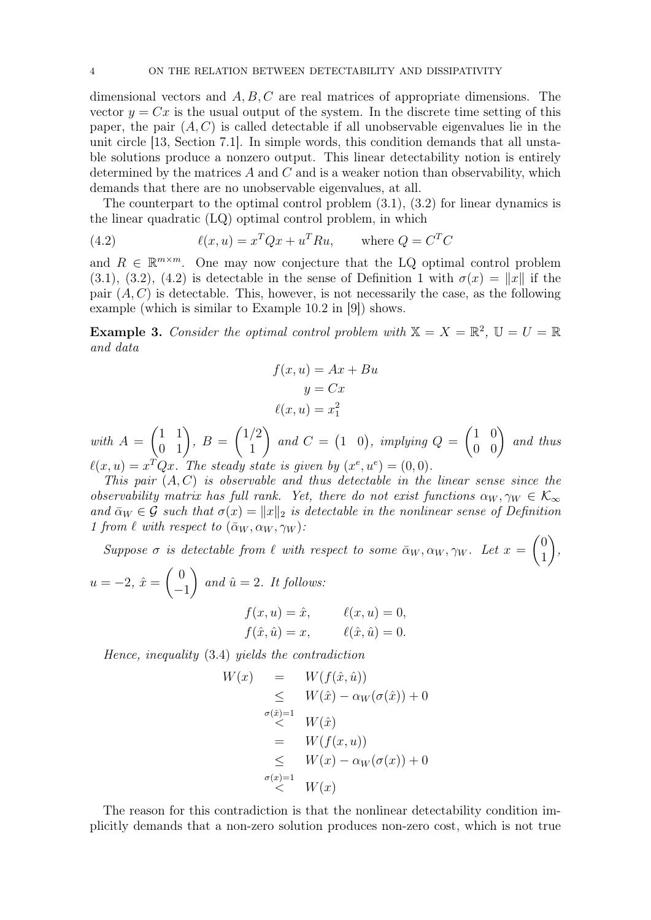dimensional vectors and $A, B, C$ are real matrices of appropriate dimensions. The vector $y = Cx$ is the usual output of the system. In the discrete time setting of this paper, the pair $(A, C)$ is called detectable if all unobservable eigenvalues lie in the unit circle [13, Section 7.1]. In simple words, this condition demands that all unstable solutions produce a nonzero output. This linear detectability notion is entirely determined by the matrices $A$ and $C$ and is a weaker notion than observability, which demands that there are no unobservable eigenvalues, at all.

The counterpart to the optimal control problem (3.1), (3.2) for linear dynamics is the linear quadratic (LQ) optimal control problem, in which

$$\ell(x, u) = x^T Q x + u^T R u, \qquad \text{where } Q = C^T C \tag{4.2}$$

and $R \in \mathbb{R}^{m \times m}$. One may now conjecture that the LQ optimal control problem (3.1), (3.2), (4.2) is detectable in the sense of Definition 1 with $\sigma(x) = \|x\|$ if the pair $(A, C)$ is detectable. This, however, is not necessarily the case, as the following example (which is similar to Example 10.2 in [9]) shows.

**Example 3.** *Consider the optimal control problem with $\mathbb{X} = X = \mathbb{R}^2$, $\mathbb{U} = U = \mathbb{R}$ and data*

$$\begin{aligned} f(x, u) &= Ax + Bu \\ y &= Cx \\ \ell(x, u) &= x_1^2 \end{aligned}$$

*with $A = \begin{pmatrix} 1 & 1 \\ 0 & 1 \end{pmatrix}$, $B = \begin{pmatrix} 1/2 \\ 1 \end{pmatrix}$ and $C = \begin{pmatrix} 1 & 0 \end{pmatrix}$, implying $Q = \begin{pmatrix} 1 & 0 \\ 0 & 0 \end{pmatrix}$ and thus $\ell(x, u) = x^T Q x$. The steady state is given by $(x^e, u^e) = (0, 0)$.*

*This pair $(A, C)$ is observable and thus detectable in the linear sense since the observability matrix has full rank. Yet, there do not exist functions $\alpha_W, \gamma_W \in \mathcal{K}_\infty$ and $\bar{\alpha}_W \in \mathcal{G}$ such that $\sigma(x) = \|x\|_2$ is detectable in the nonlinear sense of Definition 1 from $\ell$ with respect to $(\bar{\alpha}_W, \alpha_W, \gamma_W)$:*

*Suppose $\sigma$ is detectable from $\ell$ with respect to some $\bar{\alpha}_W, \alpha_W, \gamma_W$. Let $x = \begin{pmatrix} 0 \\ 1 \end{pmatrix}$, $u = -2$, $\hat{x} = \begin{pmatrix} 0 \\ -1 \end{pmatrix}$ and $\hat{u} = 2$. It follows:*

$$\begin{aligned} f(x, u) &= \hat{x}, \qquad & \ell(x, u) &= 0, \\ f(\hat{x}, \hat{u}) &= x, \qquad & \ell(\hat{x}, \hat{u}) &= 0. \end{aligned}$$

*Hence, inequality* (3.4) *yields the contradiction*

$$\begin{aligned} W(x) &= W(f(\hat{x}, \hat{u})) \\ &\leq W(\hat{x}) - \alpha_W(\sigma(\hat{x})) + 0 \\ &\overset{\sigma(\hat{x})=1}{<} W(\hat{x}) \\ &= W(f(x, u)) \\ &\leq W(x) - \alpha_W(\sigma(x)) + 0 \\ &\overset{\sigma(x)=1}{<} W(x) \end{aligned}$$

The reason for this contradiction is that the nonlinear detectability condition implicitly demands that a non-zero solution produces non-zero cost, which is not true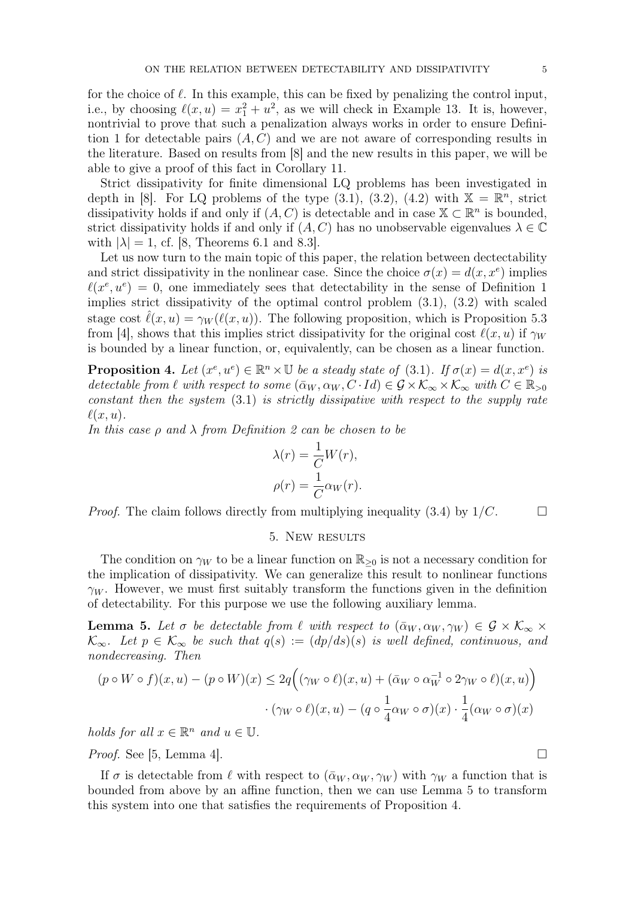for the choice of $\ell$. In this example, this can be fixed by penalizing the control input, i.e., by choosing $\ell(x, u) = x_1^2 + u^2$, as we will check in Example 13. It is, however, nontrivial to prove that such a penalization always works in order to ensure Definition 1 for detectable pairs $(A, C)$ and we are not aware of corresponding results in the literature. Based on results from [8] and the new results in this paper, we will be able to give a proof of this fact in Corollary 11.

Strict dissipativity for finite dimensional LQ problems has been investigated in depth in [8]. For LQ problems of the type (3.1), (3.2), (4.2) with $\mathbb{X} = \mathbb{R}^n$, strict dissipativity holds if and only if $(A, C)$ is detectable and in case $\mathbb{X} \subset \mathbb{R}^n$ is bounded, strict dissipativity holds if and only if $(A, C)$ has no unobservable eigenvalues $\lambda \in \mathbb{C}$ with $|\lambda| = 1$, cf. [8, Theorems 6.1 and 8.3].

Let us now turn to the main topic of this paper, the relation between dectectability and strict dissipativity in the nonlinear case. Since the choice $\sigma(x) = d(x, x^e)$ implies $\ell(x^e, u^e) = 0$, one immediately sees that detectability in the sense of Definition 1 implies strict dissipativity of the optimal control problem (3.1), (3.2) with scaled stage cost $\hat{\ell}(x, u) = \gamma_W(\ell(x, u))$. The following proposition, which is Proposition 5.3 from [4], shows that this implies strict dissipativity for the original cost $\ell(x, u)$ if $\gamma_W$ is bounded by a linear function, or, equivalently, can be chosen as a linear function.

**Proposition 4.** *Let $(x^e, u^e) \in \mathbb{R}^n \times \mathbb{U}$ be a steady state of* (3.1)*. If $\sigma(x) = d(x, x^e)$ is detectable from $\ell$ with respect to some $(\bar{\alpha}_W, \alpha_W, C \cdot Id) \in \mathcal{G} \times \mathcal{K}_\infty \times \mathcal{K}_\infty$ with $C \in \mathbb{R}_{>0}$ constant then the system* (3.1) *is strictly dissipative with respect to the supply rate $\ell(x, u)$.*

*In this case $\rho$ and $\lambda$ from Definition 2 can be chosen to be*

$$\lambda(r) = \frac{1}{C} W(r),$$

$$\rho(r) = \frac{1}{C} \alpha_W(r).$$

*Proof.* The claim follows directly from multiplying inequality (3.4) by $1/C$. □

## 5. New results

The condition on $\gamma_W$ to be a linear function on $\mathbb{R}_{\geq 0}$ is not a necessary condition for the implication of dissipativity. We can generalize this result to nonlinear functions $\gamma_W$. However, we must first suitably transform the functions given in the definition of detectability. For this purpose we use the following auxiliary lemma.

**Lemma 5.** *Let $\sigma$ be detectable from $\ell$ with respect to $(\bar{\alpha}_W, \alpha_W, \gamma_W) \in \mathcal{G} \times \mathcal{K}_\infty \times \mathcal{K}_\infty$. Let $p \in \mathcal{K}_\infty$ be such that $q(s) := (dp/ds)(s)$ is well defined, continuous, and nondecreasing. Then*

$$(p \circ W \circ f)(x, u) - (p \circ W)(x) \leq 2q\Big((\gamma_W \circ \ell)(x, u) + (\bar{\alpha}_W \circ \alpha_W^{-1} \circ 2\gamma_W \circ \ell)(x, u)\Big) \cdot (\gamma_W \circ \ell)(x, u) - (q \circ \frac{1}{4}\alpha_W \circ \sigma)(x) \cdot \frac{1}{4}(\alpha_W \circ \sigma)(x)$$

*holds for all $x \in \mathbb{R}^n$ and $u \in \mathbb{U}$.*

*Proof.* See [5, Lemma 4]. □

If $\sigma$ is detectable from $\ell$ with respect to $(\bar{\alpha}_W, \alpha_W, \gamma_W)$ with $\gamma_W$ a function that is bounded from above by an affine function, then we can use Lemma 5 to transform this system into one that satisfies the requirements of Proposition 4.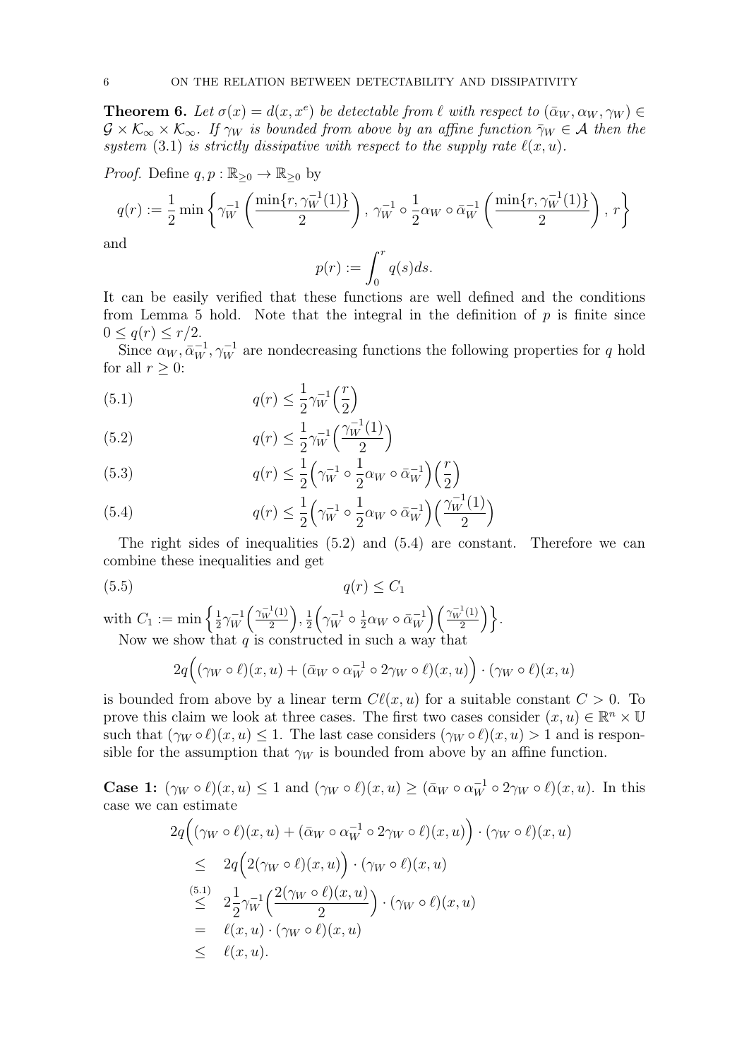**Theorem 6.** *Let $\sigma(x) = d(x, x^e)$ be detectable from $\ell$ with respect to $(\bar{\alpha}_W, \alpha_W, \gamma_W) \in \mathcal{G} \times \mathcal{K}_\infty \times \mathcal{K}_\infty$. If $\gamma_W$ is bounded from above by an affine function $\bar{\gamma}_W \in \mathcal{A}$ then the system* (3.1) *is strictly dissipative with respect to the supply rate $\ell(x, u)$.*

*Proof.* Define $q, p : \mathbb{R}_{\geq 0} \to \mathbb{R}_{\geq 0}$ by

$$q(r) := \frac{1}{2} \min \left\{ \gamma_W^{-1} \left( \frac{\min\{r, \gamma_W^{-1}(1)\}}{2} \right),\ \gamma_W^{-1} \circ \frac{1}{2} \alpha_W \circ \bar{\alpha}_W^{-1} \left( \frac{\min\{r, \gamma_W^{-1}(1)\}}{2} \right),\ r \right\}$$

and

$$p(r) := \int_0^r q(s) ds.$$

It can be easily verified that these functions are well defined and the conditions from Lemma 5 hold. Note that the integral in the definition of $p$ is finite since $0 \leq q(r) \leq r/2$.

Since $\alpha_W, \bar{\alpha}_W^{-1}, \gamma_W^{-1}$ are nondecreasing functions the following properties for $q$ hold for all $r \geq 0$:

$$q(r) \leq \frac{1}{2} \gamma_W^{-1} \Big( \frac{r}{2} \Big) \tag{5.1}$$

$$q(r) \leq \frac{1}{2} \gamma_W^{-1} \Big( \frac{\gamma_W^{-1}(1)}{2} \Big) \tag{5.2}$$

$$q(r) \leq \frac{1}{2} \Big( \gamma_W^{-1} \circ \frac{1}{2} \alpha_W \circ \bar{\alpha}_W^{-1} \Big) \Big( \frac{r}{2} \Big) \tag{5.3}$$

$$q(r) \leq \frac{1}{2} \Big( \gamma_W^{-1} \circ \frac{1}{2} \alpha_W \circ \bar{\alpha}_W^{-1} \Big) \Big( \frac{\gamma_W^{-1}(1)}{2} \Big) \tag{5.4}$$

The right sides of inequalities (5.2) and (5.4) are constant. Therefore we can combine these inequalities and get

$$q(r) \leq C_1 \tag{5.5}$$

with $C_1 := \min \Big\{ \frac{1}{2} \gamma_W^{-1} \Big( \frac{\gamma_W^{-1}(1)}{2} \Big), \frac{1}{2} \Big( \gamma_W^{-1} \circ \frac{1}{2} \alpha_W \circ \bar{\alpha}_W^{-1} \Big) \Big( \frac{\gamma_W^{-1}(1)}{2} \Big) \Big\}$.

Now we show that $q$ is constructed in such a way that

$$2q \Big( (\gamma_W \circ \ell)(x, u) + (\bar{\alpha}_W \circ \alpha_W^{-1} \circ 2\gamma_W \circ \ell)(x, u) \Big) \cdot (\gamma_W \circ \ell)(x, u)$$

is bounded from above by a linear term $C\ell(x, u)$ for a suitable constant $C > 0$. To prove this claim we look at three cases. The first two cases consider $(x, u) \in \mathbb{R}^n \times \mathbb{U}$ such that $(\gamma_W \circ \ell)(x, u) \leq 1$. The last case considers $(\gamma_W \circ \ell)(x, u) > 1$ and is responsible for the assumption that $\gamma_W$ is bounded from above by an affine function.

**Case 1:** $(\gamma_W \circ \ell)(x, u) \leq 1$ and $(\gamma_W \circ \ell)(x, u) \geq (\bar{\alpha}_W \circ \alpha_W^{-1} \circ 2\gamma_W \circ \ell)(x, u)$. In this case we can estimate

$$\begin{aligned}
& 2q \Big( (\gamma_W \circ \ell)(x, u) + (\bar{\alpha}_W \circ \alpha_W^{-1} \circ 2\gamma_W \circ \ell)(x, u) \Big) \cdot (\gamma_W \circ \ell)(x, u) \\
\leq \quad & 2q \Big( 2(\gamma_W \circ \ell)(x, u) \Big) \cdot (\gamma_W \circ \ell)(x, u) \\
\overset{(5.1)}{\leq} \quad & 2 \frac{1}{2} \gamma_W^{-1} \Big( \frac{2(\gamma_W \circ \ell)(x, u)}{2} \Big) \cdot (\gamma_W \circ \ell)(x, u) \\
= \quad & \ell(x, u) \cdot (\gamma_W \circ \ell)(x, u) \\
\leq \quad & \ell(x, u).
\end{aligned}$$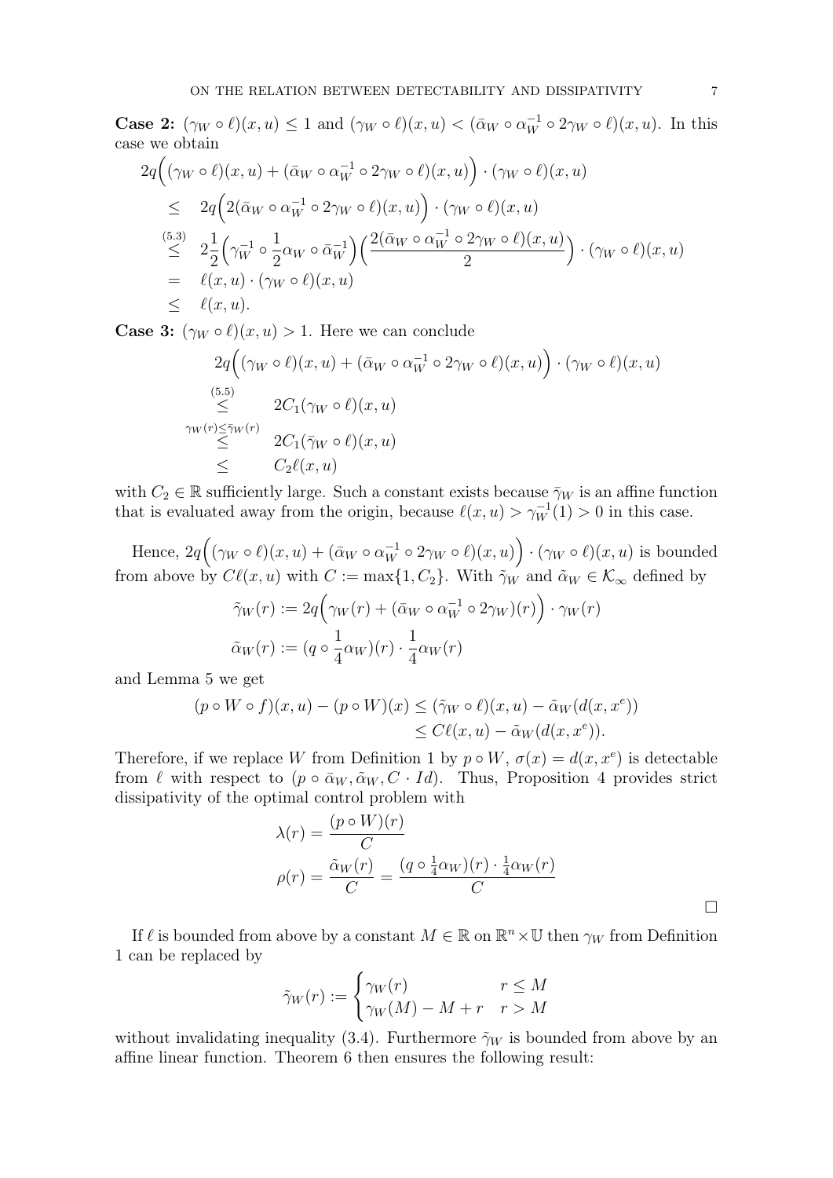**Case 2:** $(\gamma_W \circ \ell)(x,u) \leq 1$ and $(\gamma_W \circ \ell)(x,u) < (\bar{\alpha}_W \circ \alpha_W^{-1} \circ 2\gamma_W \circ \ell)(x,u)$. In this case we obtain

$$
\begin{aligned}
&2q\Big((\gamma_W \circ \ell)(x,u) + (\bar{\alpha}_W \circ \alpha_W^{-1} \circ 2\gamma_W \circ \ell)(x,u)\Big) \cdot (\gamma_W \circ \ell)(x,u) \\
&\leq \quad 2q\Big(2(\bar{\alpha}_W \circ \alpha_W^{-1} \circ 2\gamma_W \circ \ell)(x,u)\Big) \cdot (\gamma_W \circ \ell)(x,u) \\
&\overset{(5.3)}{\leq} \quad 2\frac{1}{2}\Big(\gamma_W^{-1} \circ \frac{1}{2}\alpha_W \circ \bar{\alpha}_W^{-1}\Big)\Big(\frac{2(\bar{\alpha}_W \circ \alpha_W^{-1} \circ 2\gamma_W \circ \ell)(x,u)}{2}\Big) \cdot (\gamma_W \circ \ell)(x,u) \\
&= \quad \ell(x,u) \cdot (\gamma_W \circ \ell)(x,u) \\
&\leq \quad \ell(x,u).
\end{aligned}
$$

**Case 3:** $(\gamma_W \circ \ell)(x,u) > 1$. Here we can conclude

$$
\begin{aligned}
&2q\Big((\gamma_W \circ \ell)(x,u) + (\bar{\alpha}_W \circ \alpha_W^{-1} \circ 2\gamma_W \circ \ell)(x,u)\Big) \cdot (\gamma_W \circ \ell)(x,u) \\
&\overset{(5.5)}{\leq} \qquad 2C_1(\gamma_W \circ \ell)(x,u) \\
&\overset{\gamma_W(r) \leq \bar{\gamma}_W(r)}{\leq} \qquad 2C_1(\bar{\gamma}_W \circ \ell)(x,u) \\
&\leq \qquad C_2\ell(x,u)
\end{aligned}
$$

with $C_2 \in \mathbb{R}$ sufficiently large. Such a constant exists because $\bar{\gamma}_W$ is an affine function that is evaluated away from the origin, because $\ell(x,u) > \gamma_W^{-1}(1) > 0$ in this case.

Hence, $2q\Big((\gamma_W \circ \ell)(x,u) + (\bar{\alpha}_W \circ \alpha_W^{-1} \circ 2\gamma_W \circ \ell)(x,u)\Big) \cdot (\gamma_W \circ \ell)(x,u)$ is bounded from above by $C\ell(x,u)$ with $C := \max\{1, C_2\}$. With $\tilde{\gamma}_W$ and $\tilde{\alpha}_W \in \mathcal{K}_\infty$ defined by

$$
\begin{aligned}
\tilde{\gamma}_W(r) &:= 2q\Big(\gamma_W(r) + (\bar{\alpha}_W \circ \alpha_W^{-1} \circ 2\gamma_W)(r)\Big) \cdot \gamma_W(r) \\
\tilde{\alpha}_W(r) &:= (q \circ \frac{1}{4}\alpha_W)(r) \cdot \frac{1}{4}\alpha_W(r)
\end{aligned}
$$

and Lemma 5 we get

$$
\begin{aligned}
(p \circ W \circ f)(x,u) - (p \circ W)(x) &\leq (\tilde{\gamma}_W \circ \ell)(x,u) - \tilde{\alpha}_W(d(x,x^e)) \\
&\leq C\ell(x,u) - \tilde{\alpha}_W(d(x,x^e)).
\end{aligned}
$$

Therefore, if we replace $W$ from Definition 1 by $p \circ W$, $\sigma(x) = d(x,x^e)$ is detectable from $\ell$ with respect to $(p \circ \bar{\alpha}_W, \tilde{\alpha}_W, C \cdot Id)$. Thus, Proposition 4 provides strict dissipativity of the optimal control problem with

$$
\begin{aligned}
\lambda(r) &= \frac{(p \circ W)(r)}{C} \\
\rho(r) &= \frac{\tilde{\alpha}_W(r)}{C} = \frac{(q \circ \frac{1}{4}\alpha_W)(r) \cdot \frac{1}{4}\alpha_W(r)}{C}
\end{aligned}
$$

$\square$

If $\ell$ is bounded from above by a constant $M \in \mathbb{R}$ on $\mathbb{R}^n \times \mathbb{U}$ then $\gamma_W$ from Definition 1 can be replaced by

$$
\tilde{\gamma}_W(r) := \begin{cases} \gamma_W(r) & r \leq M \\ \gamma_W(M) - M + r & r > M \end{cases}
$$

without invalidating inequality (3.4). Furthermore $\tilde{\gamma}_W$ is bounded from above by an affine linear function. Theorem 6 then ensures the following result: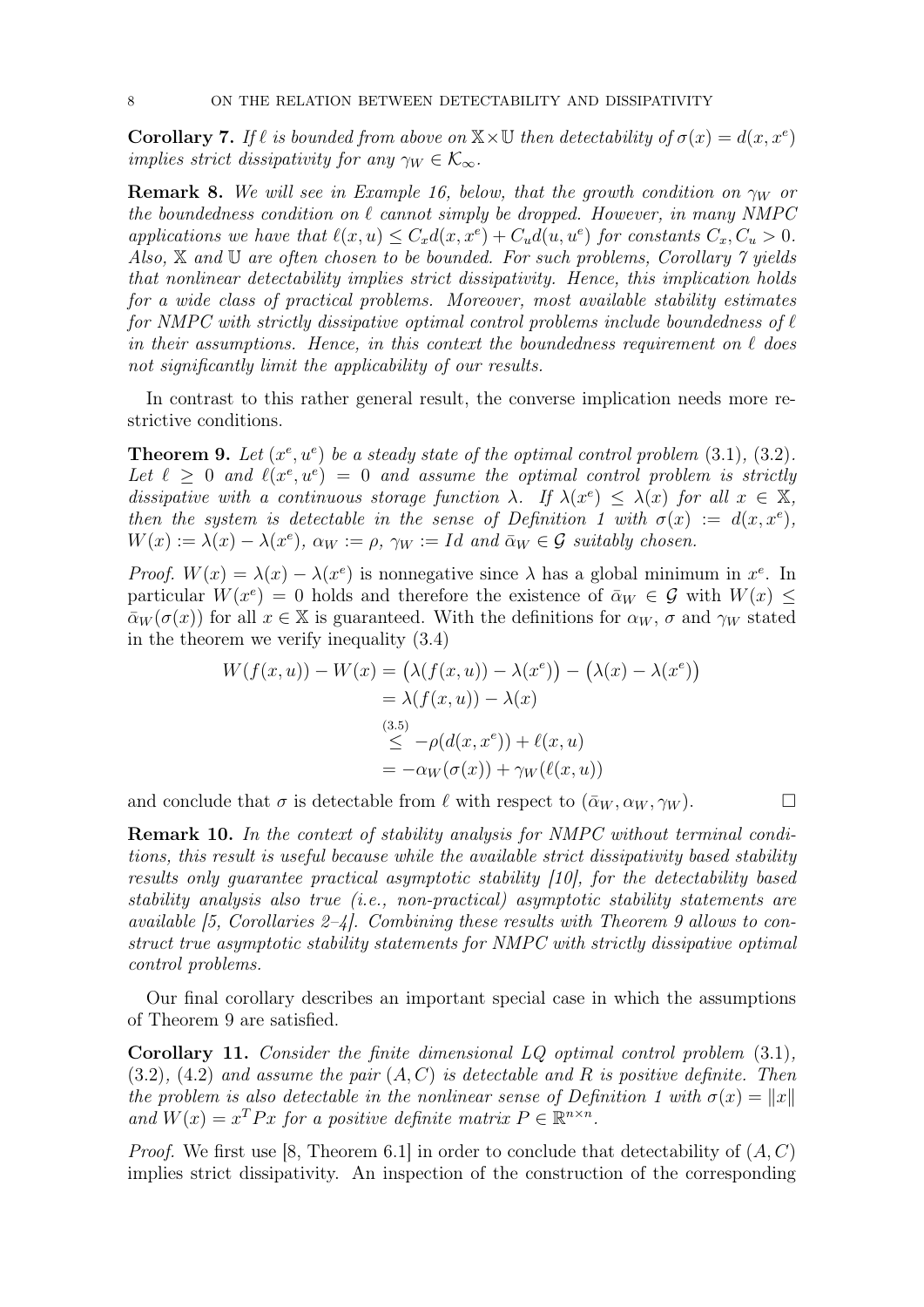**Corollary 7.** *If $\ell$ is bounded from above on $\mathbb{X} \times \mathbb{U}$ then detectability of $\sigma(x) = d(x, x^e)$ implies strict dissipativity for any $\gamma_W \in \mathcal{K}_\infty$.*

**Remark 8.** *We will see in Example 16, below, that the growth condition on $\gamma_W$ or the boundedness condition on $\ell$ cannot simply be dropped. However, in many NMPC applications we have that $\ell(x, u) \leq C_x d(x, x^e) + C_u d(u, u^e)$ for constants $C_x, C_u > 0$. Also, $\mathbb{X}$ and $\mathbb{U}$ are often chosen to be bounded. For such problems, Corollary 7 yields that nonlinear detectability implies strict dissipativity. Hence, this implication holds for a wide class of practical problems. Moreover, most available stability estimates for NMPC with strictly dissipative optimal control problems include boundedness of $\ell$ in their assumptions. Hence, in this context the boundedness requirement on $\ell$ does not significantly limit the applicability of our results.*

In contrast to this rather general result, the converse implication needs more restrictive conditions.

**Theorem 9.** *Let $(x^e, u^e)$ be a steady state of the optimal control problem (3.1), (3.2). Let $\ell \geq 0$ and $\ell(x^e, u^e) = 0$ and assume the optimal control problem is strictly dissipative with a continuous storage function $\lambda$. If $\lambda(x^e) \leq \lambda(x)$ for all $x \in \mathbb{X}$, then the system is detectable in the sense of Definition 1 with $\sigma(x) := d(x, x^e)$, $W(x) := \lambda(x) - \lambda(x^e)$, $\alpha_W := \rho$, $\gamma_W := Id$ and $\bar{\alpha}_W \in \mathcal{G}$ suitably chosen.*

*Proof.* $W(x) = \lambda(x) - \lambda(x^e)$ is nonnegative since $\lambda$ has a global minimum in $x^e$. In particular $W(x^e) = 0$ holds and therefore the existence of $\bar{\alpha}_W \in \mathcal{G}$ with $W(x) \leq \bar{\alpha}_W(\sigma(x))$ for all $x \in \mathbb{X}$ is guaranteed. With the definitions for $\alpha_W$, $\sigma$ and $\gamma_W$ stated in the theorem we verify inequality (3.4)

$$
\begin{aligned}
W(f(x,u)) - W(x) &= \big(\lambda(f(x,u)) - \lambda(x^e)\big) - \big(\lambda(x) - \lambda(x^e)\big) \\
&= \lambda(f(x,u)) - \lambda(x) \\
&\overset{(3.5)}{\leq} -\rho(d(x, x^e)) + \ell(x,u) \\
&= -\alpha_W(\sigma(x)) + \gamma_W(\ell(x,u))
\end{aligned}
$$

and conclude that $\sigma$ is detectable from $\ell$ with respect to $(\bar{\alpha}_W, \alpha_W, \gamma_W)$. □

**Remark 10.** *In the context of stability analysis for NMPC without terminal conditions, this result is useful because while the available strict dissipativity based stability results only guarantee practical asymptotic stability [10], for the detectability based stability analysis also true (i.e., non-practical) asymptotic stability statements are available [5, Corollaries 2–4]. Combining these results with Theorem 9 allows to construct true asymptotic stability statements for NMPC with strictly dissipative optimal control problems.*

Our final corollary describes an important special case in which the assumptions of Theorem 9 are satisfied.

**Corollary 11.** *Consider the finite dimensional LQ optimal control problem (3.1), (3.2), (4.2) and assume the pair $(A, C)$ is detectable and $R$ is positive definite. Then the problem is also detectable in the nonlinear sense of Definition 1 with $\sigma(x) = \|x\|$ and $W(x) = x^T P x$ for a positive definite matrix $P \in \mathbb{R}^{n \times n}$.*

*Proof.* We first use [8, Theorem 6.1] in order to conclude that detectability of $(A, C)$ implies strict dissipativity. An inspection of the construction of the corresponding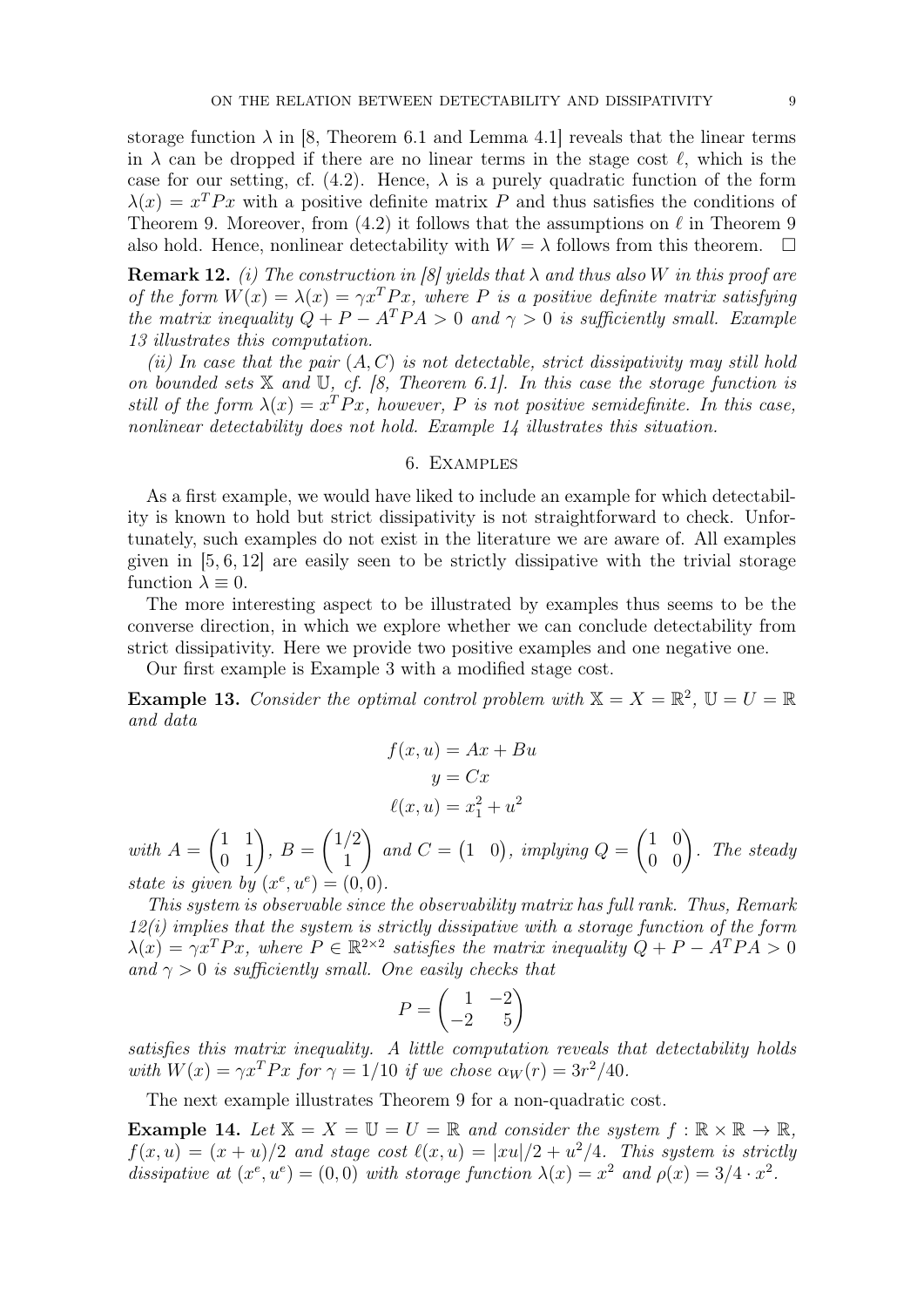storage function $\lambda$ in [8, Theorem 6.1 and Lemma 4.1] reveals that the linear terms in $\lambda$ can be dropped if there are no linear terms in the stage cost $\ell$, which is the case for our setting, cf. (4.2). Hence, $\lambda$ is a purely quadratic function of the form $\lambda(x) = x^T P x$ with a positive definite matrix $P$ and thus satisfies the conditions of Theorem 9. Moreover, from (4.2) it follows that the assumptions on $\ell$ in Theorem 9 also hold. Hence, nonlinear detectability with $W = \lambda$ follows from this theorem. $\square$

**Remark 12.** *(i) The construction in [8] yields that $\lambda$ and thus also $W$ in this proof are of the form $W(x) = \lambda(x) = \gamma x^T P x$, where $P$ is a positive definite matrix satisfying the matrix inequality $Q + P - A^T P A > 0$ and $\gamma > 0$ is sufficiently small. Example 13 illustrates this computation.*

*(ii) In case that the pair $(A, C)$ is not detectable, strict dissipativity may still hold on bounded sets $\mathbb{X}$ and $\mathbb{U}$, cf. [8, Theorem 6.1]. In this case the storage function is still of the form $\lambda(x) = x^T P x$, however, $P$ is not positive semidefinite. In this case, nonlinear detectability does not hold. Example 14 illustrates this situation.*

## 6. Examples

As a first example, we would have liked to include an example for which detectability is known to hold but strict dissipativity is not straightforward to check. Unfortunately, such examples do not exist in the literature we are aware of. All examples given in [5, 6, 12] are easily seen to be strictly dissipative with the trivial storage function $\lambda \equiv 0$.

The more interesting aspect to be illustrated by examples thus seems to be the converse direction, in which we explore whether we can conclude detectability from strict dissipativity. Here we provide two positive examples and one negative one.

Our first example is Example 3 with a modified stage cost.

**Example 13.** *Consider the optimal control problem with $\mathbb{X} = X = \mathbb{R}^2$, $\mathbb{U} = U = \mathbb{R}$ and data*

$$f(x,u) = Ax + Bu$$
$$y = Cx$$
$$\ell(x,u) = x_1^2 + u^2$$

*with $A = \begin{pmatrix} 1 & 1 \\ 0 & 1 \end{pmatrix}$, $B = \begin{pmatrix} 1/2 \\ 1 \end{pmatrix}$ and $C = \begin{pmatrix} 1 & 0 \end{pmatrix}$, implying $Q = \begin{pmatrix} 1 & 0 \\ 0 & 0 \end{pmatrix}$. The steady state is given by $(x^e, u^e) = (0, 0)$.*

*This system is observable since the observability matrix has full rank. Thus, Remark 12(i) implies that the system is strictly dissipative with a storage function of the form $\lambda(x) = \gamma x^T P x$, where $P \in \mathbb{R}^{2\times 2}$ satisfies the matrix inequality $Q + P - A^T P A > 0$ and $\gamma > 0$ is sufficiently small. One easily checks that*

$$P = \begin{pmatrix} 1 & -2 \\ -2 & 5 \end{pmatrix}$$

*satisfies this matrix inequality. A little computation reveals that detectability holds with $W(x) = \gamma x^T P x$ for $\gamma = 1/10$ if we chose $\alpha_W(r) = 3r^2/40$.*

The next example illustrates Theorem 9 for a non-quadratic cost.

**Example 14.** *Let $\mathbb{X} = X = \mathbb{U} = U = \mathbb{R}$ and consider the system $f : \mathbb{R} \times \mathbb{R} \to \mathbb{R}$, $f(x,u) = (x+u)/2$ and stage cost $\ell(x,u) = |xu|/2 + u^2/4$. This system is strictly dissipative at $(x^e, u^e) = (0, 0)$ with storage function $\lambda(x) = x^2$ and $\rho(x) = 3/4 \cdot x^2$.*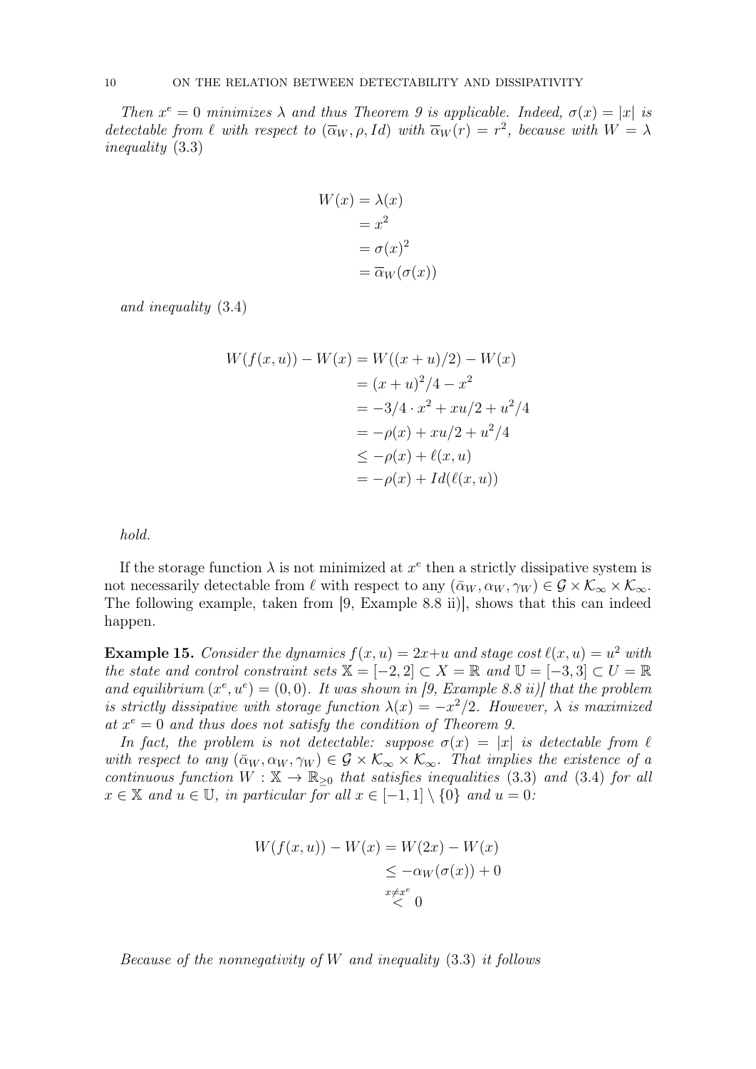*Then $x^e = 0$ minimizes $\lambda$ and thus Theorem 9 is applicable. Indeed, $\sigma(x) = |x|$ is detectable from $\ell$ with respect to $(\overline{\alpha}_W, \rho, Id)$ with $\overline{\alpha}_W(r) = r^2$, because with $W = \lambda$ inequality* (3.3)

$$
\begin{aligned}
W(x) &= \lambda(x) \\
&= x^2 \\
&= \sigma(x)^2 \\
&= \overline{\alpha}_W(\sigma(x))
\end{aligned}
$$

*and inequality* (3.4)

$$
\begin{aligned}
W(f(x,u)) - W(x) &= W((x+u)/2) - W(x) \\
&= (x+u)^2/4 - x^2 \\
&= -3/4 \cdot x^2 + xu/2 + u^2/4 \\
&= -\rho(x) + xu/2 + u^2/4 \\
&\leq -\rho(x) + \ell(x,u) \\
&= -\rho(x) + Id(\ell(x,u))
\end{aligned}
$$

*hold.*

If the storage function $\lambda$ is not minimized at $x^e$ then a strictly dissipative system is not necessarily detectable from $\ell$ with respect to any $(\bar{\alpha}_W, \alpha_W, \gamma_W) \in \mathcal{G} \times \mathcal{K}_\infty \times \mathcal{K}_\infty$. The following example, taken from [9, Example 8.8 ii)], shows that this can indeed happen.

**Example 15.** *Consider the dynamics $f(x,u) = 2x+u$ and stage cost $\ell(x,u) = u^2$ with the state and control constraint sets $\mathbb{X} = [-2,2] \subset X = \mathbb{R}$ and $\mathbb{U} = [-3,3] \subset U = \mathbb{R}$ and equilibrium $(x^e, u^e) = (0,0)$. It was shown in [9, Example 8.8 ii)] that the problem is strictly dissipative with storage function $\lambda(x) = -x^2/2$. However, $\lambda$ is maximized at $x^e = 0$ and thus does not satisfy the condition of Theorem 9.*

*In fact, the problem is not detectable: suppose $\sigma(x) = |x|$ is detectable from $\ell$ with respect to any $(\bar{\alpha}_W, \alpha_W, \gamma_W) \in \mathcal{G} \times \mathcal{K}_\infty \times \mathcal{K}_\infty$. That implies the existence of a continuous function $W : \mathbb{X} \to \mathbb{R}_{\geq 0}$ that satisfies inequalities* (3.3) *and* (3.4) *for all $x \in \mathbb{X}$ and $u \in \mathbb{U}$, in particular for all $x \in [-1,1] \setminus \{0\}$ and $u = 0$:*

$$
\begin{aligned}
W(f(x,u)) - W(x) &= W(2x) - W(x) \\
&\leq -\alpha_W(\sigma(x)) + 0 \\
&\overset{x \neq x^e}{<} 0
\end{aligned}
$$

*Because of the nonnegativity of $W$ and inequality* (3.3) *it follows*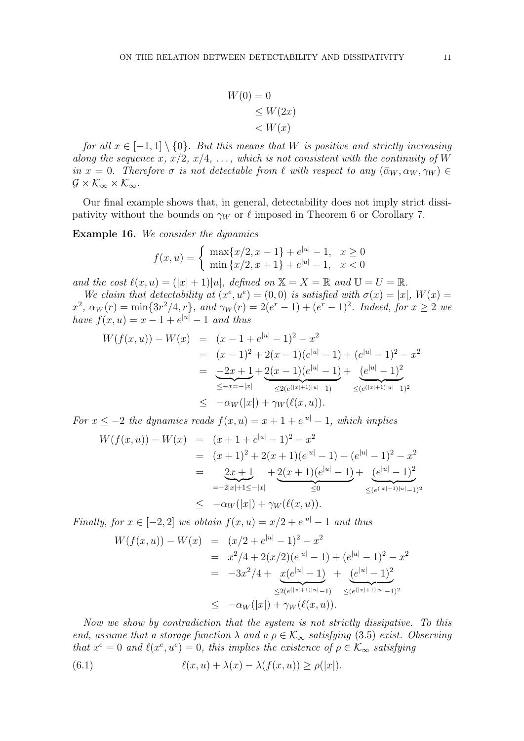$$
\begin{aligned}
W(0) &= 0 \\
&\le W(2x) \\
&< W(x)
\end{aligned}
$$

*for all $x \in [-1,1] \setminus \{0\}$. But this means that $W$ is positive and strictly increasing along the sequence $x$, $x/2$, $x/4$, ..., which is not consistent with the continuity of $W$ in $x = 0$. Therefore $\sigma$ is not detectable from $\ell$ with respect to any $(\bar{\alpha}_W, \alpha_W, \gamma_W) \in \mathcal{G} \times \mathcal{K}_\infty \times \mathcal{K}_\infty$.*

Our final example shows that, in general, detectability does not imply strict dissipativity without the bounds on $\gamma_W$ or $\ell$ imposed in Theorem 6 or Corollary 7.

**Example 16.** *We consider the dynamics*

$$
f(x,u) = \begin{cases} \max\{x/2, x-1\} + e^{|u|} - 1, & x \ge 0 \\ \min\{x/2, x+1\} + e^{|u|} - 1, & x < 0 \end{cases}
$$

*and the cost $\ell(x,u) = (|x|+1)|u|$, defined on $\mathbb{X} = X = \mathbb{R}$ and $\mathbb{U} = U = \mathbb{R}$.*

*We claim that detectability at $(x^e, u^e) = (0,0)$ is satisfied with $\sigma(x) = |x|$, $W(x) = x^2$, $\alpha_W(r) = \min\{3r^2/4, r\}$, and $\gamma_W(r) = 2(e^r - 1) + (e^r - 1)^2$. Indeed, for $x \ge 2$ we have $f(x,u) = x - 1 + e^{|u|} - 1$ and thus*

$$
\begin{aligned}
W(f(x,u)) - W(x) &= (x - 1 + e^{|u|} - 1)^2 - x^2 \\
&= (x-1)^2 + 2(x-1)(e^{|u|} - 1) + (e^{|u|} - 1)^2 - x^2 \\
&= \underbrace{-2x+1}_{\le -x = -|x|} + \underbrace{2(x-1)(e^{|u|}-1)}_{\le 2(e^{(|x|+1)|u|} - 1)} + \underbrace{(e^{|u|}-1)^2}_{\le (e^{(|x|+1)|u|}-1)^2} \\
&\le -\alpha_W(|x|) + \gamma_W(\ell(x,u)).
\end{aligned}
$$

*For $x \le -2$ the dynamics reads $f(x,u) = x + 1 + e^{|u|} - 1$, which implies*

$$
\begin{aligned}
W(f(x,u)) - W(x) &= (x + 1 + e^{|u|} - 1)^2 - x^2 \\
&= (x+1)^2 + 2(x+1)(e^{|u|} - 1) + (e^{|u|} - 1)^2 - x^2 \\
&= \underbrace{2x+1}_{= -2|x|+1 \le -|x|} + \underbrace{2(x+1)(e^{|u|}-1)}_{\le 0} + \underbrace{(e^{|u|}-1)^2}_{\le (e^{(|x|+1)|u|}-1)^2} \\
&\le -\alpha_W(|x|) + \gamma_W(\ell(x,u)).
\end{aligned}
$$

*Finally, for $x \in [-2,2]$ we obtain $f(x,u) = x/2 + e^{|u|} - 1$ and thus*

$$
\begin{aligned}
W(f(x,u)) - W(x) &= (x/2 + e^{|u|} - 1)^2 - x^2 \\
&= x^2/4 + 2(x/2)(e^{|u|} - 1) + (e^{|u|} - 1)^2 - x^2 \\
&= -3x^2/4 + \underbrace{x(e^{|u|}-1)}_{\le 2(e^{(|x|+1)|u|} - 1)} + \underbrace{(e^{|u|}-1)^2}_{\le (e^{(|x|+1)|u|}-1)^2} \\
&\le -\alpha_W(|x|) + \gamma_W(\ell(x,u)).
\end{aligned}
$$

*Now we show by contradiction that the system is not strictly dissipative. To this end, assume that a storage function $\lambda$ and a $\rho \in \mathcal{K}_\infty$ satisfying (3.5) exist. Observing that $x^e = 0$ and $\ell(x^e, u^e) = 0$, this implies the existence of $\rho \in \mathcal{K}_\infty$ satisfying*

$$
\ell(x,u) + \lambda(x) - \lambda(f(x,u)) \ge \rho(|x|). \tag{6.1}
$$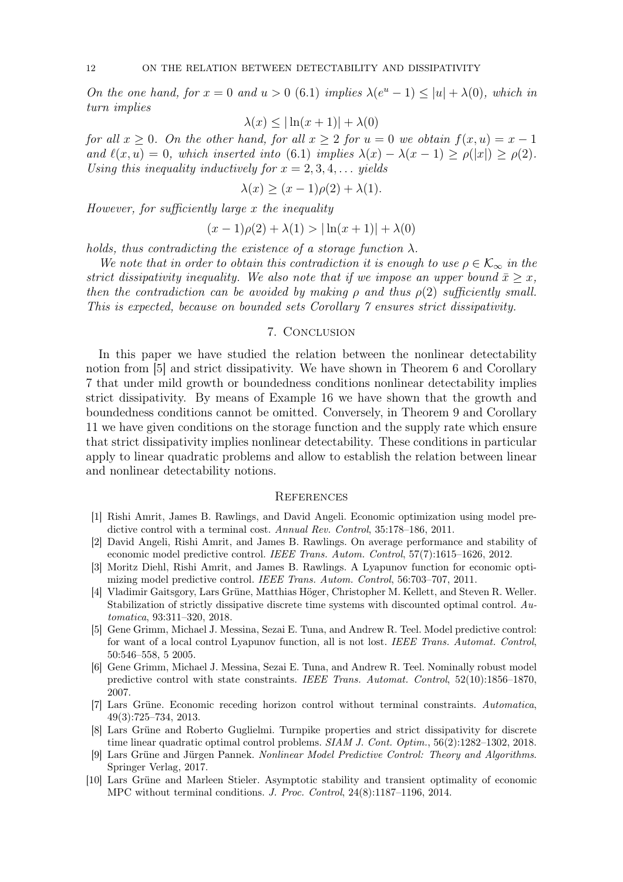*On the one hand, for $x = 0$ and $u > 0$ (6.1) implies $\lambda(e^u - 1) \leq |u| + \lambda(0)$, which in turn implies*

$$\lambda(x) \leq |\ln(x+1)| + \lambda(0)$$

*for all $x \geq 0$. On the other hand, for all $x \geq 2$ for $u = 0$ we obtain $f(x,u) = x - 1$ and $\ell(x,u) = 0$, which inserted into (6.1) implies $\lambda(x) - \lambda(x-1) \geq \rho(|x|) \geq \rho(2)$. Using this inequality inductively for $x = 2, 3, 4, \ldots$ yields*

$$\lambda(x) \geq (x-1)\rho(2) + \lambda(1).$$

*However, for sufficiently large $x$ the inequality*

$$(x-1)\rho(2) + \lambda(1) > |\ln(x+1)| + \lambda(0)$$

*holds, thus contradicting the existence of a storage function $\lambda$.*

*We note that in order to obtain this contradiction it is enough to use $\rho \in \mathcal{K}_\infty$ in the strict dissipativity inequality. We also note that if we impose an upper bound $\bar{x} \geq x$, then the contradiction can be avoided by making $\rho$ and thus $\rho(2)$ sufficiently small. This is expected, because on bounded sets Corollary 7 ensures strict dissipativity.*

## 7. Conclusion

In this paper we have studied the relation between the nonlinear detectability notion from [5] and strict dissipativity. We have shown in Theorem 6 and Corollary 7 that under mild growth or boundedness conditions nonlinear detectability implies strict dissipativity. By means of Example 16 we have shown that the growth and boundedness conditions cannot be omitted. Conversely, in Theorem 9 and Corollary 11 we have given conditions on the storage function and the supply rate which ensure that strict dissipativity implies nonlinear detectability. These conditions in particular apply to linear quadratic problems and allow to establish the relation between linear and nonlinear detectability notions.

## References

[1] Rishi Amrit, James B. Rawlings, and David Angeli. Economic optimization using model predictive control with a terminal cost. *Annual Rev. Control*, 35:178–186, 2011.

[2] David Angeli, Rishi Amrit, and James B. Rawlings. On average performance and stability of economic model predictive control. *IEEE Trans. Autom. Control*, 57(7):1615–1626, 2012.

[3] Moritz Diehl, Rishi Amrit, and James B. Rawlings. A Lyapunov function for economic optimizing model predictive control. *IEEE Trans. Autom. Control*, 56:703–707, 2011.

[4] Vladimir Gaitsgory, Lars Grüne, Matthias Höger, Christopher M. Kellett, and Steven R. Weller. Stabilization of strictly dissipative discrete time systems with discounted optimal control. *Automatica*, 93:311–320, 2018.

[5] Gene Grimm, Michael J. Messina, Sezai E. Tuna, and Andrew R. Teel. Model predictive control: for want of a local control Lyapunov function, all is not lost. *IEEE Trans. Automat. Control*, 50:546–558, 5 2005.

[6] Gene Grimm, Michael J. Messina, Sezai E. Tuna, and Andrew R. Teel. Nominally robust model predictive control with state constraints. *IEEE Trans. Automat. Control*, 52(10):1856–1870, 2007.

[7] Lars Grüne. Economic receding horizon control without terminal constraints. *Automatica*, 49(3):725–734, 2013.

[8] Lars Grüne and Roberto Guglielmi. Turnpike properties and strict dissipativity for discrete time linear quadratic optimal control problems. *SIAM J. Cont. Optim.*, 56(2):1282–1302, 2018.

[9] Lars Grüne and Jürgen Pannek. *Nonlinear Model Predictive Control: Theory and Algorithms*. Springer Verlag, 2017.

[10] Lars Grüne and Marleen Stieler. Asymptotic stability and transient optimality of economic MPC without terminal conditions. *J. Proc. Control*, 24(8):1187–1196, 2014.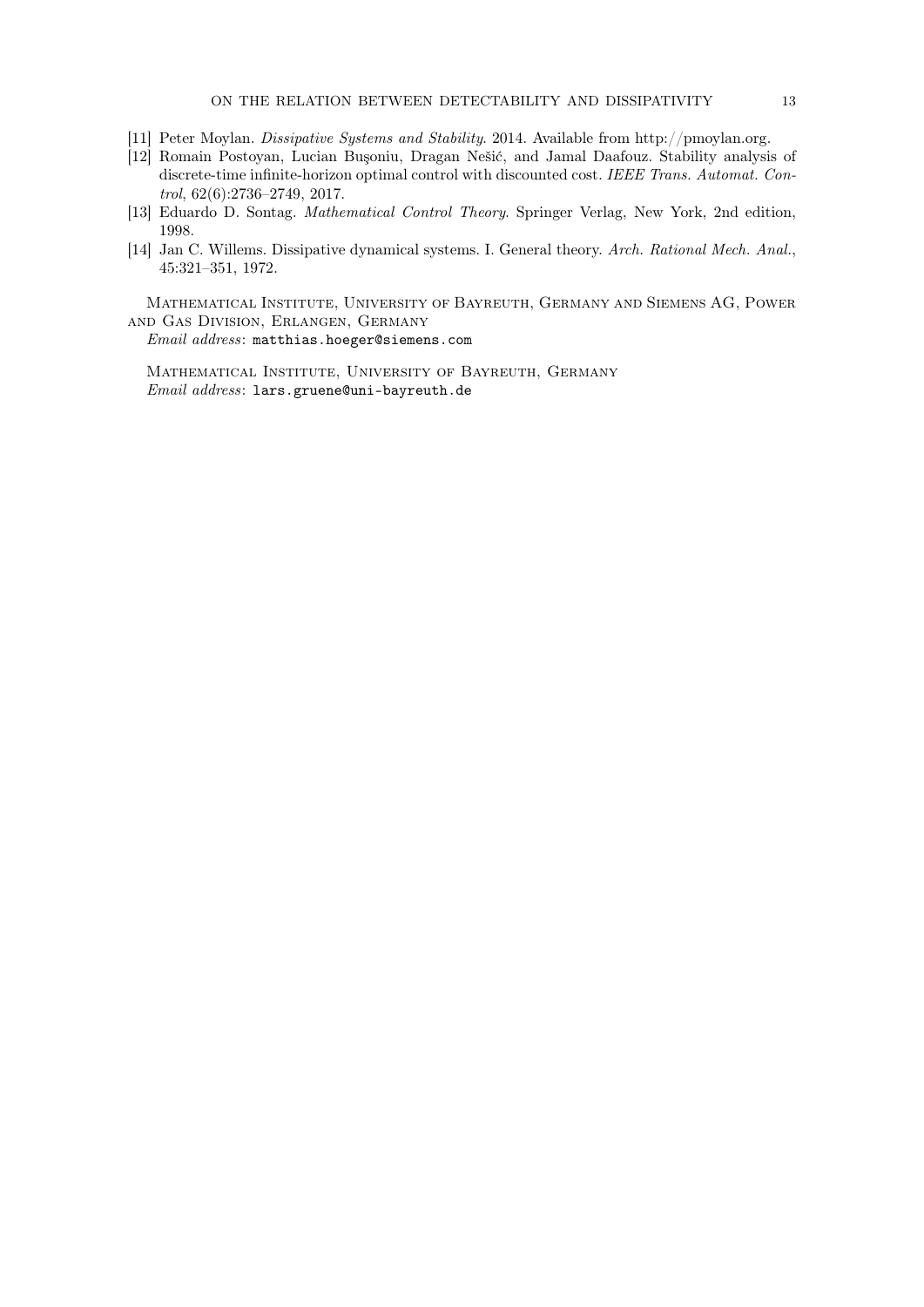[11] Peter Moylan. *Dissipative Systems and Stability*. 2014. Available from http://pmoylan.org.

[12] Romain Postoyan, Lucian Buşoniu, Dragan Nešić, and Jamal Daafouz. Stability analysis of discrete-time infinite-horizon optimal control with discounted cost. *IEEE Trans. Automat. Control*, 62(6):2736–2749, 2017.

[13] Eduardo D. Sontag. *Mathematical Control Theory*. Springer Verlag, New York, 2nd edition, 1998.

[14] Jan C. Willems. Dissipative dynamical systems. I. General theory. *Arch. Rational Mech. Anal.*, 45:321–351, 1972.

Mathematical Institute, University of Bayreuth, Germany and Siemens AG, Power and Gas Division, Erlangen, Germany

*Email address*: matthias.hoeger@siemens.com

Mathematical Institute, University of Bayreuth, Germany

*Email address*: lars.gruene@uni-bayreuth.de